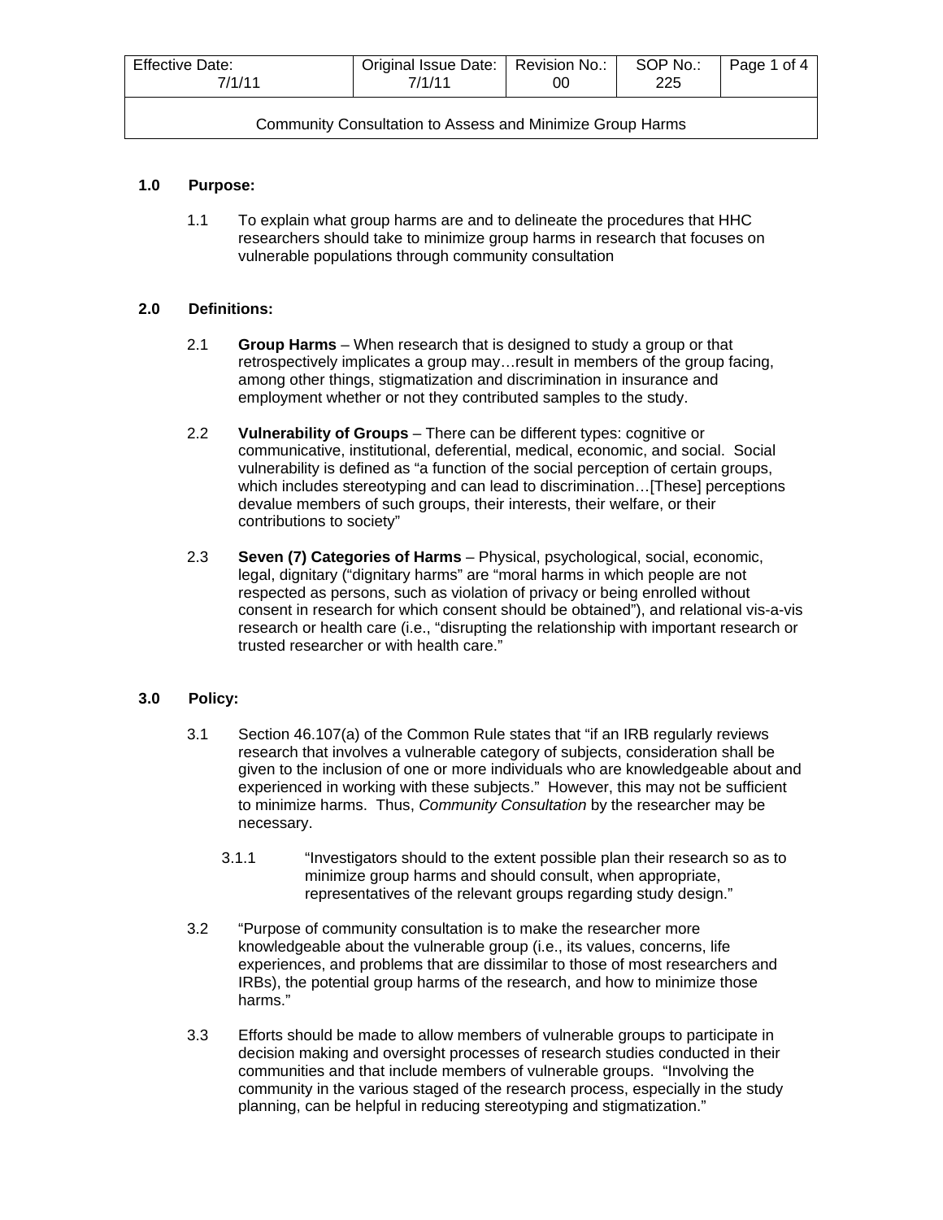| Effective Date: 7/1/11 | Original Issue Date: 7/1/11 | Revision No.: 00 | SOP No.: 225 | Page 1 of 4 |
| --- | --- | --- | --- | --- |
| Community Consultation to Assess and Minimize Group Harms | | | | |

**1.0 Purpose:**

1.1 To explain what group harms are and to delineate the procedures that HHC researchers should take to minimize group harms in research that focuses on vulnerable populations through community consultation

**2.0 Definitions:**

2.1 **Group Harms** – When research that is designed to study a group or that retrospectively implicates a group may…result in members of the group facing, among other things, stigmatization and discrimination in insurance and employment whether or not they contributed samples to the study.

2.2 **Vulnerability of Groups** – There can be different types: cognitive or communicative, institutional, deferential, medical, economic, and social. Social vulnerability is defined as "a function of the social perception of certain groups, which includes stereotyping and can lead to discrimination…[These] perceptions devalue members of such groups, their interests, their welfare, or their contributions to society"

2.3 **Seven (7) Categories of Harms** – Physical, psychological, social, economic, legal, dignitary ("dignitary harms" are "moral harms in which people are not respected as persons, such as violation of privacy or being enrolled without consent in research for which consent should be obtained"), and relational vis-a-vis research or health care (i.e., "disrupting the relationship with important research or trusted researcher or with health care."

**3.0 Policy:**

3.1 Section 46.107(a) of the Common Rule states that "if an IRB regularly reviews research that involves a vulnerable category of subjects, consideration shall be given to the inclusion of one or more individuals who are knowledgeable about and experienced in working with these subjects." However, this may not be sufficient to minimize harms. Thus, *Community Consultation* by the researcher may be necessary.

3.1.1 "Investigators should to the extent possible plan their research so as to minimize group harms and should consult, when appropriate, representatives of the relevant groups regarding study design."

3.2 "Purpose of community consultation is to make the researcher more knowledgeable about the vulnerable group (i.e., its values, concerns, life experiences, and problems that are dissimilar to those of most researchers and IRBs), the potential group harms of the research, and how to minimize those harms."

3.3 Efforts should be made to allow members of vulnerable groups to participate in decision making and oversight processes of research studies conducted in their communities and that include members of vulnerable groups. "Involving the community in the various staged of the research process, especially in the study planning, can be helpful in reducing stereotyping and stigmatization."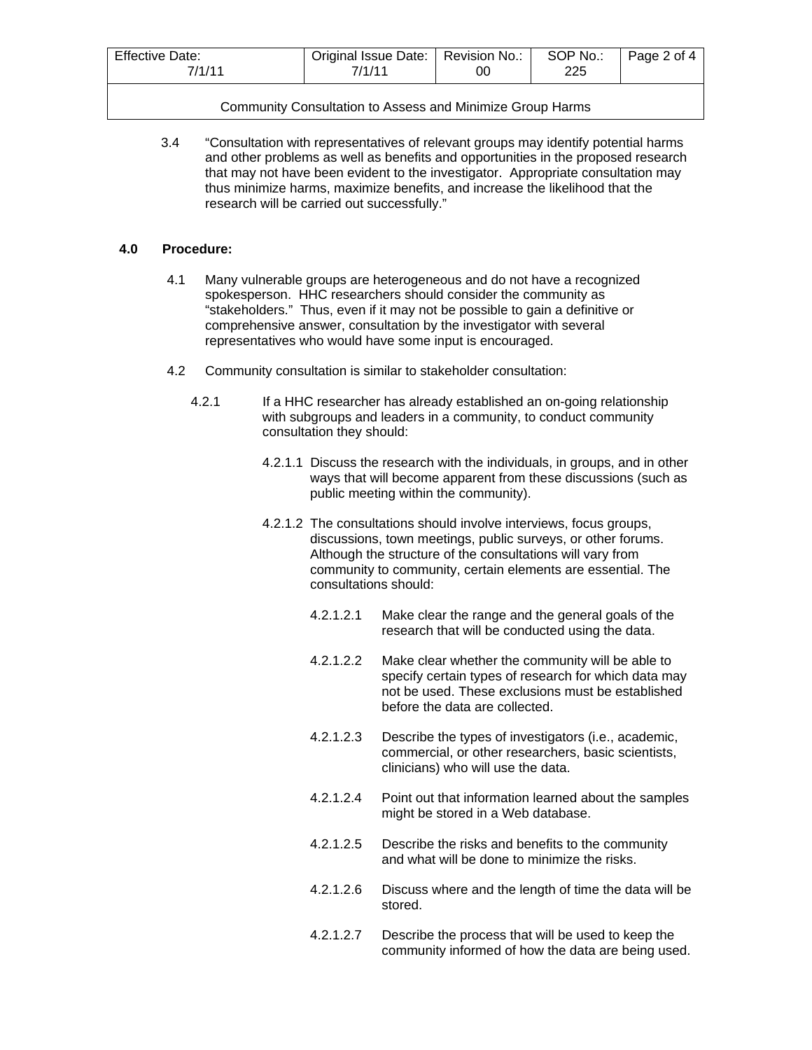3.4 "Consultation with representatives of relevant groups may identify potential harms and other problems as well as benefits and opportunities in the proposed research that may not have been evident to the investigator. Appropriate consultation may thus minimize harms, maximize benefits, and increase the likelihood that the research will be carried out successfully."

## 4.0 Procedure:

4.1 Many vulnerable groups are heterogeneous and do not have a recognized spokesperson. HHC researchers should consider the community as "stakeholders." Thus, even if it may not be possible to gain a definitive or comprehensive answer, consultation by the investigator with several representatives who would have some input is encouraged.

4.2 Community consultation is similar to stakeholder consultation:

4.2.1 If a HHC researcher has already established an on-going relationship with subgroups and leaders in a community, to conduct community consultation they should:

4.2.1.1 Discuss the research with the individuals, in groups, and in other ways that will become apparent from these discussions (such as public meeting within the community).

4.2.1.2 The consultations should involve interviews, focus groups, discussions, town meetings, public surveys, or other forums. Although the structure of the consultations will vary from community to community, certain elements are essential. The consultations should:

4.2.1.2.1 Make clear the range and the general goals of the research that will be conducted using the data.

4.2.1.2.2 Make clear whether the community will be able to specify certain types of research for which data may not be used. These exclusions must be established before the data are collected.

4.2.1.2.3 Describe the types of investigators (i.e., academic, commercial, or other researchers, basic scientists, clinicians) who will use the data.

4.2.1.2.4 Point out that information learned about the samples might be stored in a Web database.

4.2.1.2.5 Describe the risks and benefits to the community and what will be done to minimize the risks.

4.2.1.2.6 Discuss where and the length of time the data will be stored.

4.2.1.2.7 Describe the process that will be used to keep the community informed of how the data are being used.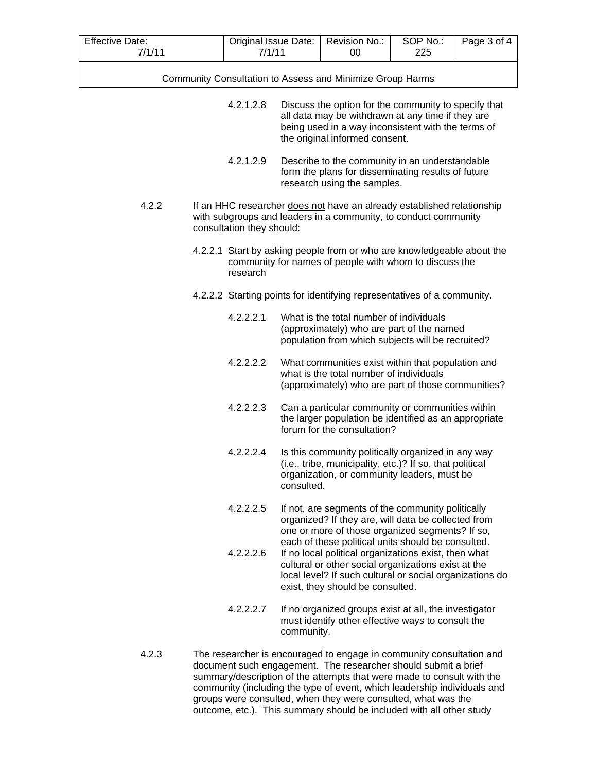4.2.1.2.8 Discuss the option for the community to specify that all data may be withdrawn at any time if they are being used in a way inconsistent with the terms of the original informed consent.

4.2.1.2.9 Describe to the community in an understandable form the plans for disseminating results of future research using the samples.

4.2.2 If an HHC researcher <u>does not</u> have an already established relationship with subgroups and leaders in a community, to conduct community consultation they should:

4.2.2.1 Start by asking people from or who are knowledgeable about the community for names of people with whom to discuss the research

4.2.2.2 Starting points for identifying representatives of a community.

4.2.2.2.1 What is the total number of individuals (approximately) who are part of the named population from which subjects will be recruited?

4.2.2.2.2 What communities exist within that population and what is the total number of individuals (approximately) who are part of those communities?

4.2.2.2.3 Can a particular community or communities within the larger population be identified as an appropriate forum for the consultation?

4.2.2.2.4 Is this community politically organized in any way (i.e., tribe, municipality, etc.)? If so, that political organization, or community leaders, must be consulted.

4.2.2.2.5 If not, are segments of the community politically organized? If they are, will data be collected from one or more of those organized segments? If so, each of these political units should be consulted.

4.2.2.2.6 If no local political organizations exist, then what cultural or other social organizations exist at the local level? If such cultural or social organizations do exist, they should be consulted.

4.2.2.2.7 If no organized groups exist at all, the investigator must identify other effective ways to consult the community.

4.2.3 The researcher is encouraged to engage in community consultation and document such engagement. The researcher should submit a brief summary/description of the attempts that were made to consult with the community (including the type of event, which leadership individuals and groups were consulted, when they were consulted, what was the outcome, etc.). This summary should be included with all other study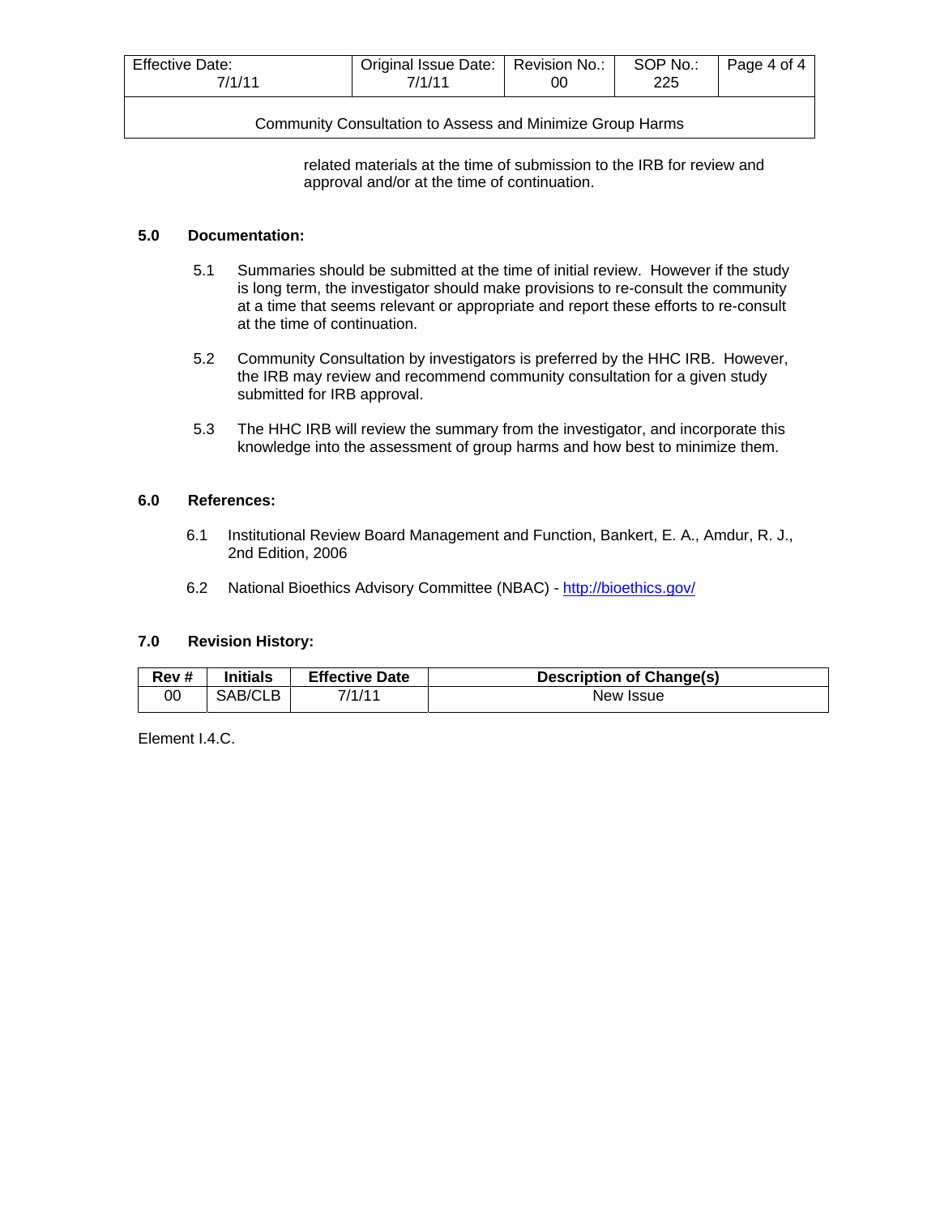related materials at the time of submission to the IRB for review and approval and/or at the time of continuation.

### 5.0 Documentation:

5.1 Summaries should be submitted at the time of initial review. However if the study is long term, the investigator should make provisions to re-consult the community at a time that seems relevant or appropriate and report these efforts to re-consult at the time of continuation.

5.2 Community Consultation by investigators is preferred by the HHC IRB. However, the IRB may review and recommend community consultation for a given study submitted for IRB approval.

5.3 The HHC IRB will review the summary from the investigator, and incorporate this knowledge into the assessment of group harms and how best to minimize them.

### 6.0 References:

6.1 Institutional Review Board Management and Function, Bankert, E. A., Amdur, R. J., 2nd Edition, 2006

6.2 National Bioethics Advisory Committee (NBAC) - http://bioethics.gov/

### 7.0 Revision History:

| Rev # | Initials | Effective Date | Description of Change(s) |
|---|---|---|---|
| 00 | SAB/CLB | 7/1/11 | New Issue |

Element I.4.C.